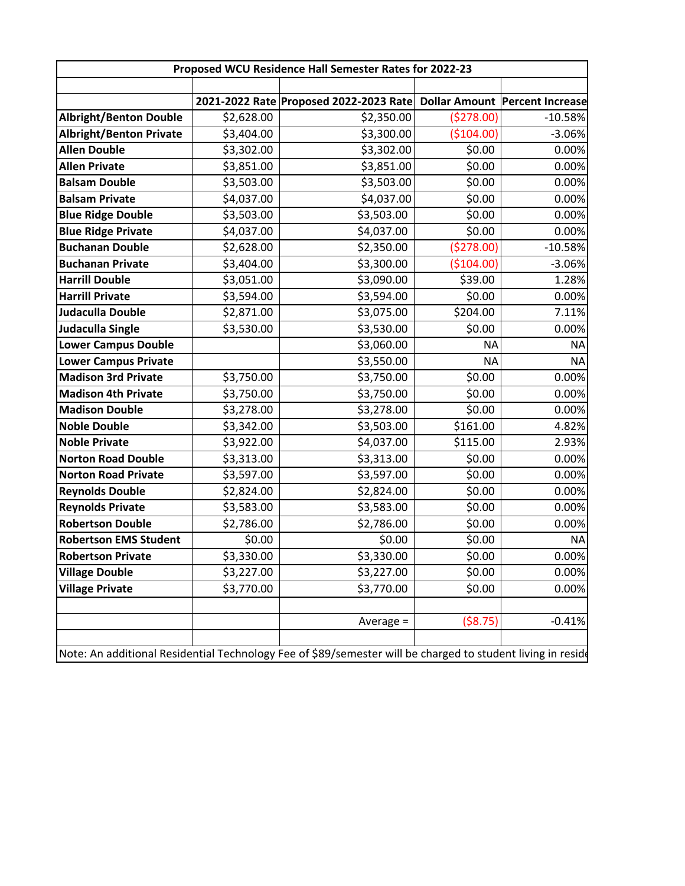**Proposed WCU Residence Hall Semester Rates for 2022-23**

| | 2021-2022 Rate | Proposed 2022-2023 Rate | Dollar Amount | Percent Increase |
|---|---|---|---|---|
| **Albright/Benton Double** | $2,628.00 | $2,350.00 | ($278.00) | -10.58% |
| **Albright/Benton Private** | $3,404.00 | $3,300.00 | ($104.00) | -3.06% |
| **Allen Double** | $3,302.00 | $3,302.00 | $0.00 | 0.00% |
| **Allen Private** | $3,851.00 | $3,851.00 | $0.00 | 0.00% |
| **Balsam Double** | $3,503.00 | $3,503.00 | $0.00 | 0.00% |
| **Balsam Private** | $4,037.00 | $4,037.00 | $0.00 | 0.00% |
| **Blue Ridge Double** | $3,503.00 | $3,503.00 | $0.00 | 0.00% |
| **Blue Ridge Private** | $4,037.00 | $4,037.00 | $0.00 | 0.00% |
| **Buchanan Double** | $2,628.00 | $2,350.00 | ($278.00) | -10.58% |
| **Buchanan Private** | $3,404.00 | $3,300.00 | ($104.00) | -3.06% |
| **Harrill Double** | $3,051.00 | $3,090.00 | $39.00 | 1.28% |
| **Harrill Private** | $3,594.00 | $3,594.00 | $0.00 | 0.00% |
| **Judaculla Double** | $2,871.00 | $3,075.00 | $204.00 | 7.11% |
| **Judaculla Single** | $3,530.00 | $3,530.00 | $0.00 | 0.00% |
| **Lower Campus Double** | | $3,060.00 | NA | NA |
| **Lower Campus Private** | | $3,550.00 | NA | NA |
| **Madison 3rd Private** | $3,750.00 | $3,750.00 | $0.00 | 0.00% |
| **Madison 4th Private** | $3,750.00 | $3,750.00 | $0.00 | 0.00% |
| **Madison Double** | $3,278.00 | $3,278.00 | $0.00 | 0.00% |
| **Noble Double** | $3,342.00 | $3,503.00 | $161.00 | 4.82% |
| **Noble Private** | $3,922.00 | $4,037.00 | $115.00 | 2.93% |
| **Norton Road Double** | $3,313.00 | $3,313.00 | $0.00 | 0.00% |
| **Norton Road Private** | $3,597.00 | $3,597.00 | $0.00 | 0.00% |
| **Reynolds Double** | $2,824.00 | $2,824.00 | $0.00 | 0.00% |
| **Reynolds Private** | $3,583.00 | $3,583.00 | $0.00 | 0.00% |
| **Robertson Double** | $2,786.00 | $2,786.00 | $0.00 | 0.00% |
| **Robertson EMS Student** | $0.00 | $0.00 | $0.00 | NA |
| **Robertson Private** | $3,330.00 | $3,330.00 | $0.00 | 0.00% |
| **Village Double** | $3,227.00 | $3,227.00 | $0.00 | 0.00% |
| **Village Private** | $3,770.00 | $3,770.00 | $0.00 | 0.00% |
| | | | | |
| | | Average = | ($8.75) | -0.41% |

Note: An additional Residential Technology Fee of $89/semester will be charged to student living in reside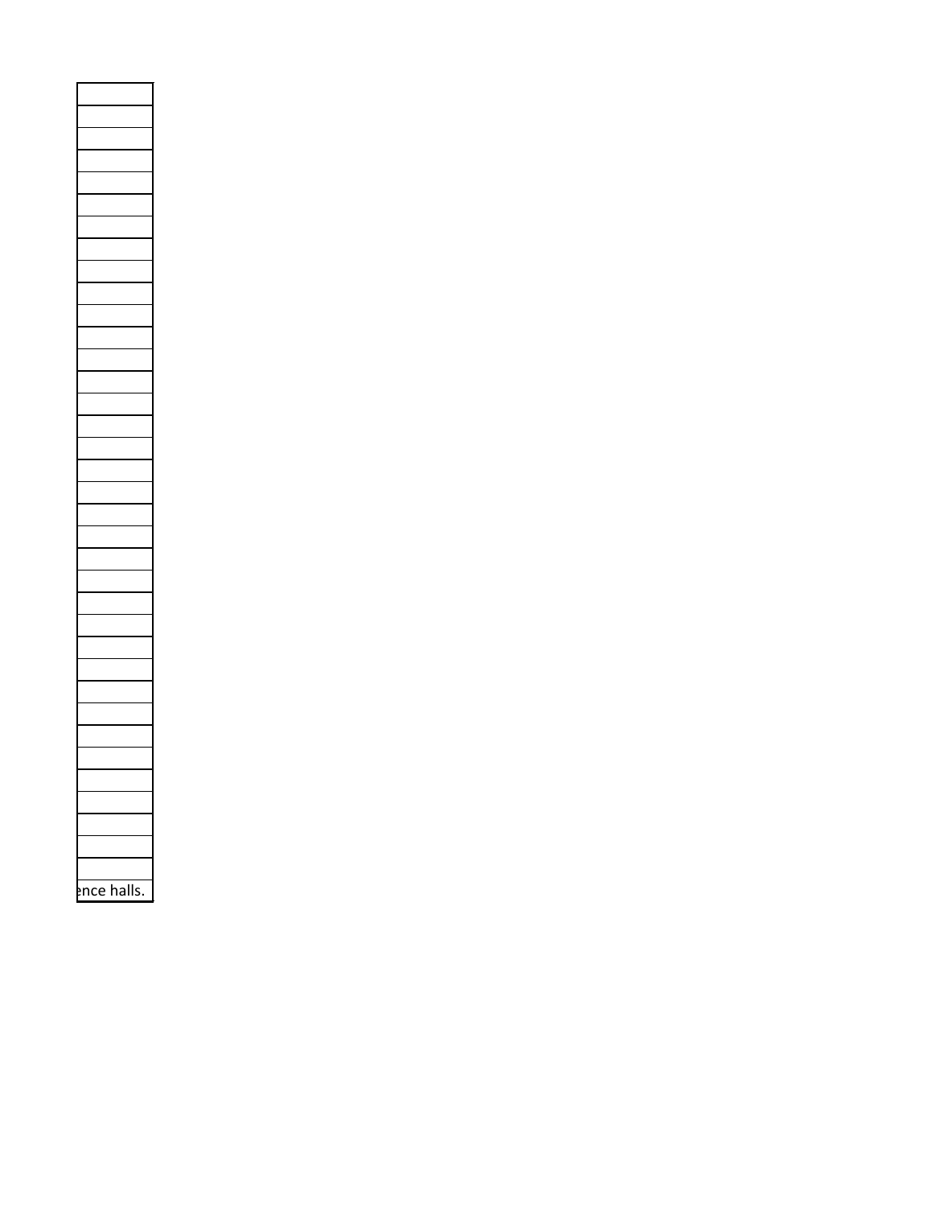| |
|---|
| |
| |
| |
| |
| |
| |
| |
| |
| |
| |
| |
| |
| |
| |
| |
| |
| |
| |
| |
| |
| |
| |
| |
| |
| |
| |
| |
| |
| |
| |
| |
| |
| |
| |
| ence halls. |